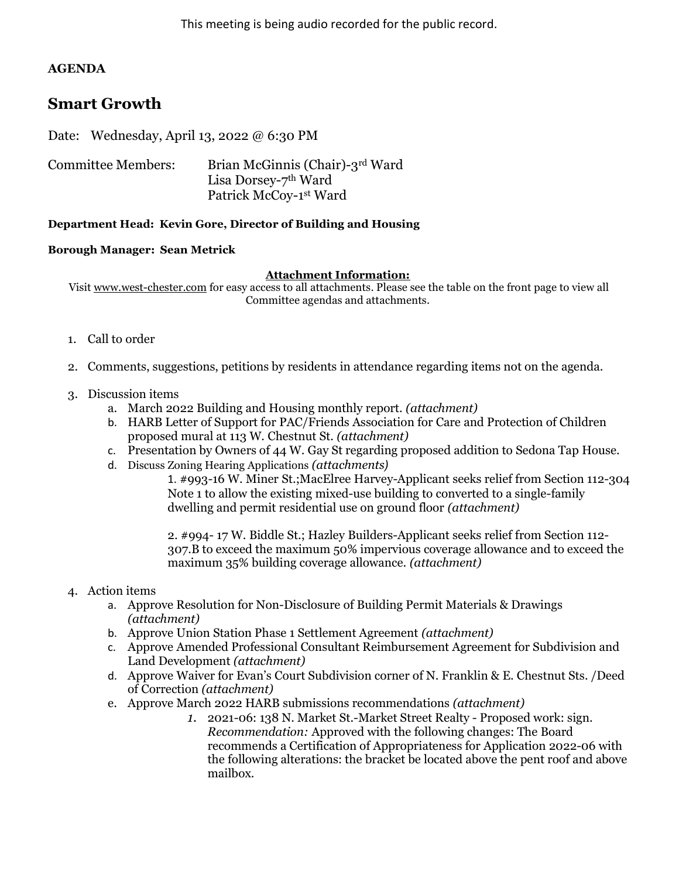This meeting is being audio recorded for the public record.

**AGENDA**

# Smart Growth

Date: Wednesday, April 13, 2022 @ 6:30 PM

Committee Members: Brian McGinnis (Chair)-3rd Ward
Lisa Dorsey-7th Ward
Patrick McCoy-1st Ward

**Department Head: Kevin Gore, Director of Building and Housing**

**Borough Manager: Sean Metrick**

**Attachment Information:**

Visit www.west-chester.com for easy access to all attachments. Please see the table on the front page to view all Committee agendas and attachments.

1. Call to order
2. Comments, suggestions, petitions by residents in attendance regarding items not on the agenda.
3. Discussion items
   a. March 2022 Building and Housing monthly report. *(attachment)*
   b. HARB Letter of Support for PAC/Friends Association for Care and Protection of Children proposed mural at 113 W. Chestnut St. *(attachment)*
   c. Presentation by Owners of 44 W. Gay St regarding proposed addition to Sedona Tap House.
   d. Discuss Zoning Hearing Applications *(attachments)*

      1. #993-16 W. Miner St.;MacElree Harvey-Applicant seeks relief from Section 112-304 Note 1 to allow the existing mixed-use building to converted to a single-family dwelling and permit residential use on ground floor *(attachment)*

      2. #994- 17 W. Biddle St.; Hazley Builders-Applicant seeks relief from Section 112-307.B to exceed the maximum 50% impervious coverage allowance and to exceed the maximum 35% building coverage allowance. *(attachment)*
4. Action items
   a. Approve Resolution for Non-Disclosure of Building Permit Materials & Drawings *(attachment)*
   b. Approve Union Station Phase 1 Settlement Agreement *(attachment)*
   c. Approve Amended Professional Consultant Reimbursement Agreement for Subdivision and Land Development *(attachment)*
   d. Approve Waiver for Evan's Court Subdivision corner of N. Franklin & E. Chestnut Sts. /Deed of Correction *(attachment)*
   e. Approve March 2022 HARB submissions recommendations *(attachment)*
      1. 2021-06: 138 N. Market St.-Market Street Realty - Proposed work: sign. *Recommendation:* Approved with the following changes: The Board recommends a Certification of Appropriateness for Application 2022-06 with the following alterations: the bracket be located above the pent roof and above mailbox.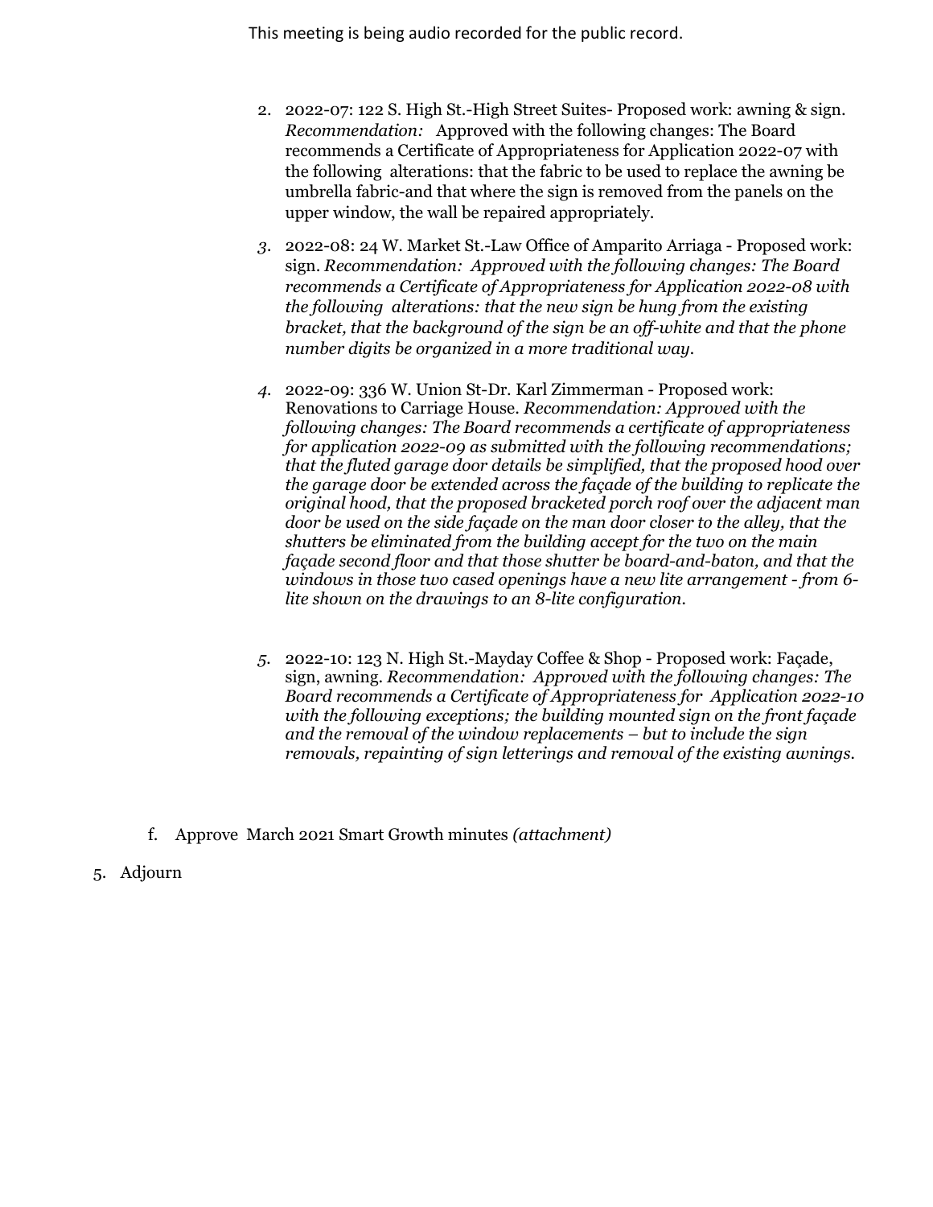This meeting is being audio recorded for the public record.

2. 2022-07: 122 S. High St.-High Street Suites- Proposed work: awning & sign. *Recommendation:* Approved with the following changes: The Board recommends a Certificate of Appropriateness for Application 2022-07 with the following alterations: that the fabric to be used to replace the awning be umbrella fabric-and that where the sign is removed from the panels on the upper window, the wall be repaired appropriately.

3. 2022-08: 24 W. Market St.-Law Office of Amparito Arriaga - Proposed work: sign. *Recommendation: Approved with the following changes: The Board recommends a Certificate of Appropriateness for Application 2022-08 with the following alterations: that the new sign be hung from the existing bracket, that the background of the sign be an off-white and that the phone number digits be organized in a more traditional way.*

4. 2022-09: 336 W. Union St-Dr. Karl Zimmerman - Proposed work: Renovations to Carriage House. *Recommendation: Approved with the following changes: The Board recommends a certificate of appropriateness for application 2022-09 as submitted with the following recommendations; that the fluted garage door details be simplified, that the proposed hood over the garage door be extended across the façade of the building to replicate the original hood, that the proposed bracketed porch roof over the adjacent man door be used on the side façade on the man door closer to the alley, that the shutters be eliminated from the building accept for the two on the main façade second floor and that those shutter be board-and-baton, and that the windows in those two cased openings have a new lite arrangement - from 6-lite shown on the drawings to an 8-lite configuration.*

5. 2022-10: 123 N. High St.-Mayday Coffee & Shop - Proposed work: Façade, sign, awning. *Recommendation: Approved with the following changes: The Board recommends a Certificate of Appropriateness for Application 2022-10 with the following exceptions; the building mounted sign on the front façade and the removal of the window replacements – but to include the sign removals, repainting of sign letterings and removal of the existing awnings.*

f. Approve March 2021 Smart Growth minutes *(attachment)*

5. Adjourn